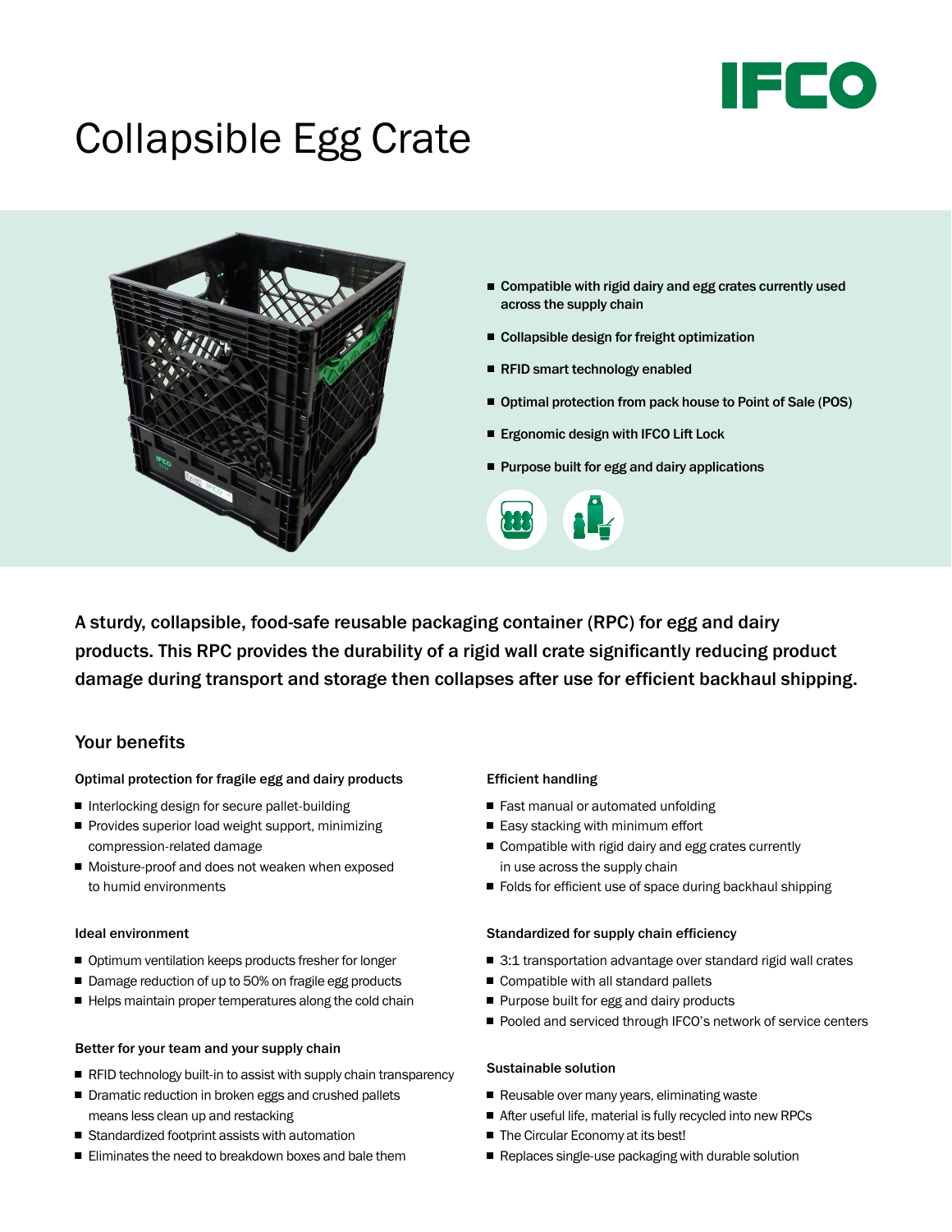IFCO

# Collapsible Egg Crate

- **Compatible with rigid dairy and egg crates currently used across the supply chain**
- **Collapsible design for freight optimization**
- **RFID smart technology enabled**
- **Optimal protection from pack house to Point of Sale (POS)**
- **Ergonomic design with IFCO Lift Lock**
- **Purpose built for egg and dairy applications**

A sturdy, collapsible, food-safe reusable packaging container (RPC) for egg and dairy products. This RPC provides the durability of a rigid wall crate significantly reducing product damage during transport and storage then collapses after use for efficient backhaul shipping.

## Your benefits

### Optimal protection for fragile egg and dairy products

- Interlocking design for secure pallet-building
- Provides superior load weight support, minimizing compression-related damage
- Moisture-proof and does not weaken when exposed to humid environments

### Ideal environment

- Optimum ventilation keeps products fresher for longer
- Damage reduction of up to 50% on fragile egg products
- Helps maintain proper temperatures along the cold chain

### Better for your team and your supply chain

- RFID technology built-in to assist with supply chain transparency
- Dramatic reduction in broken eggs and crushed pallets means less clean up and restacking
- Standardized footprint assists with automation
- Eliminates the need to breakdown boxes and bale them

### Efficient handling

- Fast manual or automated unfolding
- Easy stacking with minimum effort
- Compatible with rigid dairy and egg crates currently in use across the supply chain
- Folds for efficient use of space during backhaul shipping

### Standardized for supply chain efficiency

- 3:1 transportation advantage over standard rigid wall crates
- Compatible with all standard pallets
- Purpose built for egg and dairy products
- Pooled and serviced through IFCO's network of service centers

### Sustainable solution

- Reusable over many years, eliminating waste
- After useful life, material is fully recycled into new RPCs
- The Circular Economy at its best!
- Replaces single-use packaging with durable solution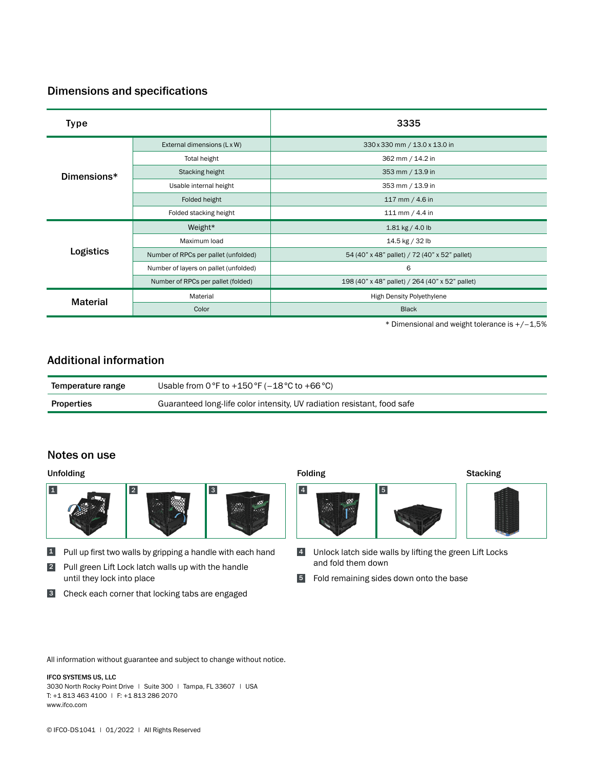## Dimensions and specifications

| Type | | 3335 |
| --- | --- | --- |
| Dimensions* | External dimensions (L x W) | 330 x 330 mm / 13.0 x 13.0 in |
| | Total height | 362 mm / 14.2 in |
| | Stacking height | 353 mm / 13.9 in |
| | Usable internal height | 353 mm / 13.9 in |
| | Folded height | 117 mm / 4.6 in |
| | Folded stacking height | 111 mm / 4.4 in |
| Logistics | Weight* | 1.81 kg / 4.0 lb |
| | Maximum load | 14.5 kg / 32 lb |
| | Number of RPCs per pallet (unfolded) | 54 (40" x 48" pallet) / 72 (40" x 52" pallet) |
| | Number of layers on pallet (unfolded) | 6 |
| | Number of RPCs per pallet (folded) | 198 (40" x 48" pallet) / 264 (40" x 52" pallet) |
| Material | Material | High Density Polyethylene |
| | Color | Black |

* Dimensional and weight tolerance is +/−1,5%

## Additional information

| | |
| --- | --- |
| **Temperature range** | Usable from 0 °F to +150 °F (−18 °C to +66 °C) |
| **Properties** | Guaranteed long-life color intensity, UV radiation resistant, food safe |

## Notes on use

### Unfolding

1. Pull up first two walls by gripping a handle with each hand
2. Pull green Lift Lock latch walls up with the handle until they lock into place
3. Check each corner that locking tabs are engaged

### Folding

4. Unlock latch side walls by lifting the green Lift Locks and fold them down
5. Fold remaining sides down onto the base

### Stacking

All information without guarantee and subject to change without notice.

**IFCO SYSTEMS US, LLC**
3030 North Rocky Point Drive | Suite 300 | Tampa, FL 33607 | USA
T: +1 813 463 4100 | F: +1 813 286 2070
www.ifco.com

© IFCO-DS1041 | 01/2022 | All Rights Reserved